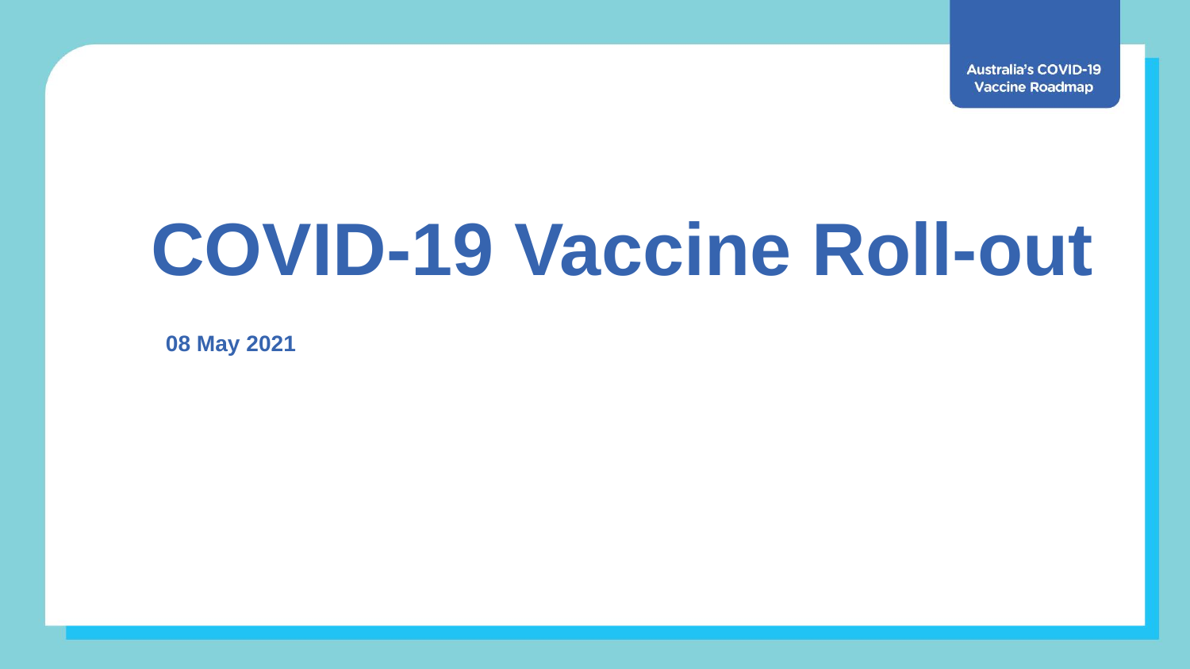Australia's COVID-19 Vaccine Roadmap

# COVID-19 Vaccine Roll-out

**08 May 2021**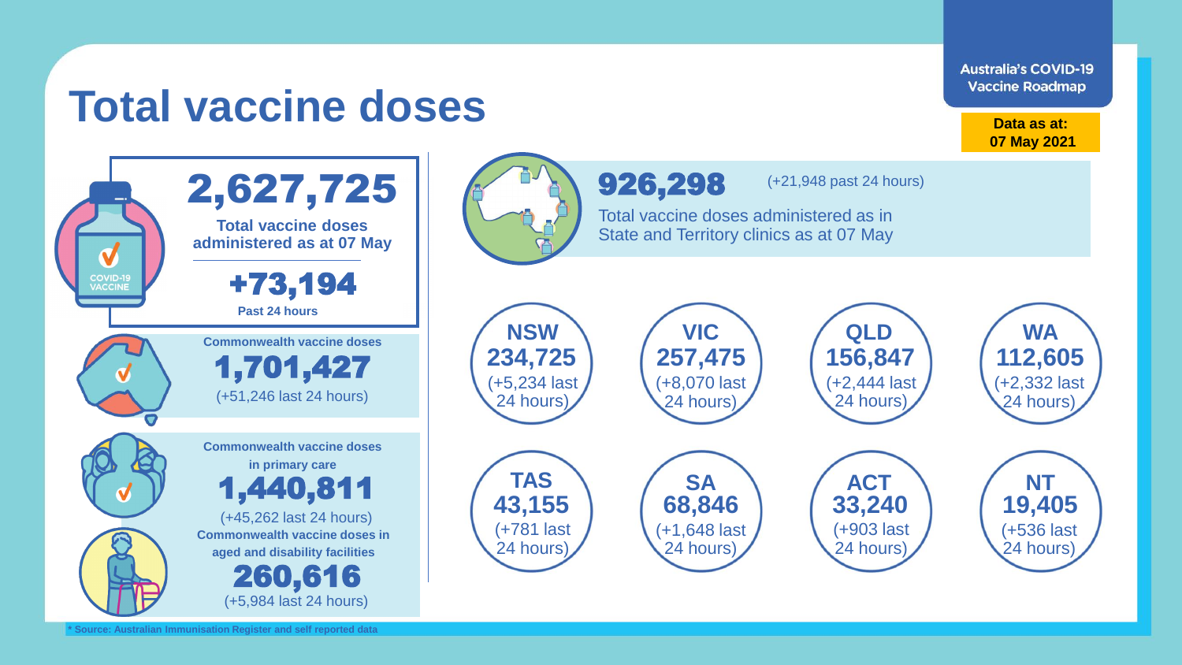Australia's COVID-19 Vaccine Roadmap

**Data as at: 07 May 2021**

# Total vaccine doses

**2,627,725**

**Total vaccine doses administered as at 07 May**

**+73,194**

**Past 24 hours**

**Commonwealth vaccine doses**

**1,701,427**

(+51,246 last 24 hours)

**Commonwealth vaccine doses in primary care**

**1,440,811**

(+45,262 last 24 hours)

**Commonwealth vaccine doses in aged and disability facilities**

**260,616**

(+5,984 last 24 hours)

**926,298** (+21,948 past 24 hours)

Total vaccine doses administered as in State and Territory clinics as at 07 May

| State/Territory | Doses | Last 24 hours |
|---|---|---|
| NSW | 234,725 | +5,234 |
| VIC | 257,475 | +8,070 |
| QLD | 156,847 | +2,444 |
| WA | 112,605 | +2,332 |
| TAS | 43,155 | +781 |
| SA | 68,846 | +1,648 |
| ACT | 33,240 | +903 |
| NT | 19,405 | +536 |

\* Source: Australian Immunisation Register and self reported data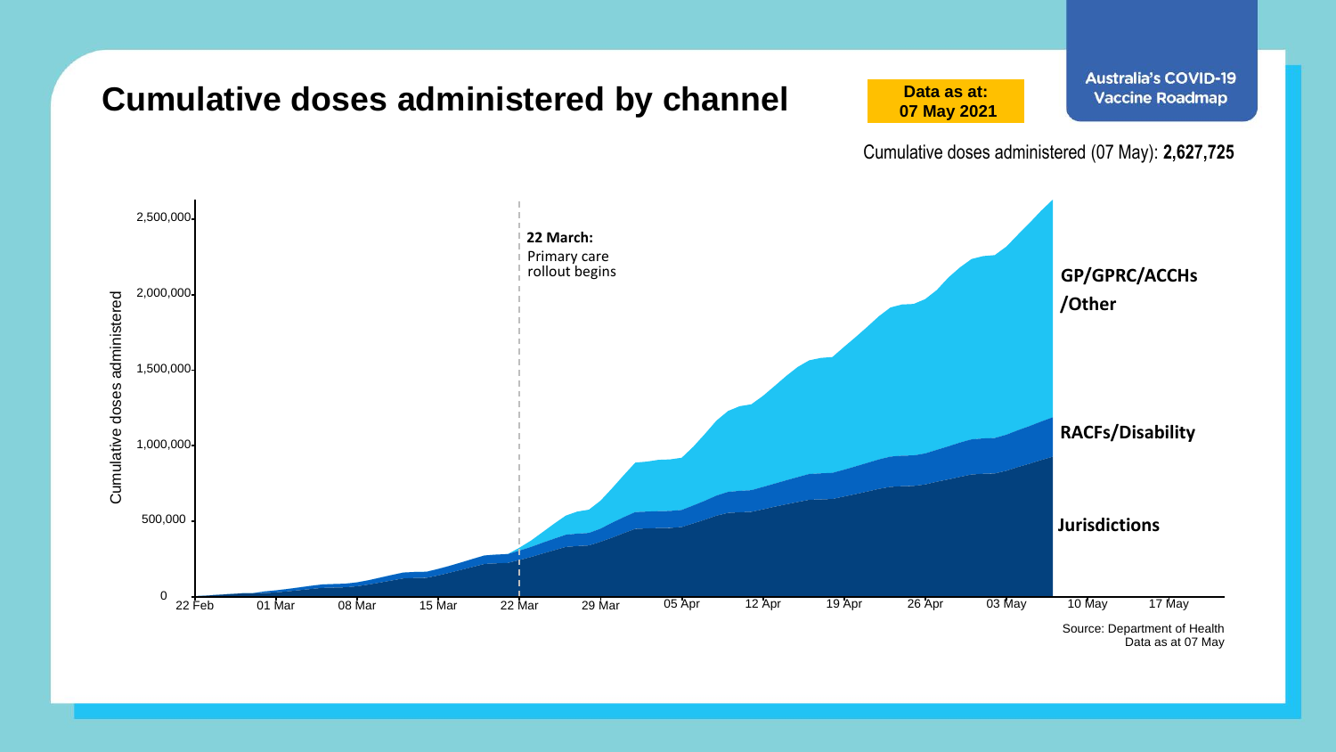# Cumulative doses administered by channel

**Data as at: 07 May 2021**

**Australia's COVID-19 Vaccine Roadmap**

Cumulative doses administered (07 May): **2,627,725**

Cumulative doses administered

2,500,000
2,000,000
1,500,000
1,000,000
500,000
0

22 Feb | 01 Mar | 08 Mar | 15 Mar | 22 Mar | 29 Mar | 05 Apr | 12 Apr | 19 Apr | 26 Apr | 03 May | 10 May | 17 May

**22 March:** Primary care rollout begins

**GP/GPRC/ACCHs /Other**

**RACFs/Disability**

**Jurisdictions**

Source: Department of Health
Data as at 07 May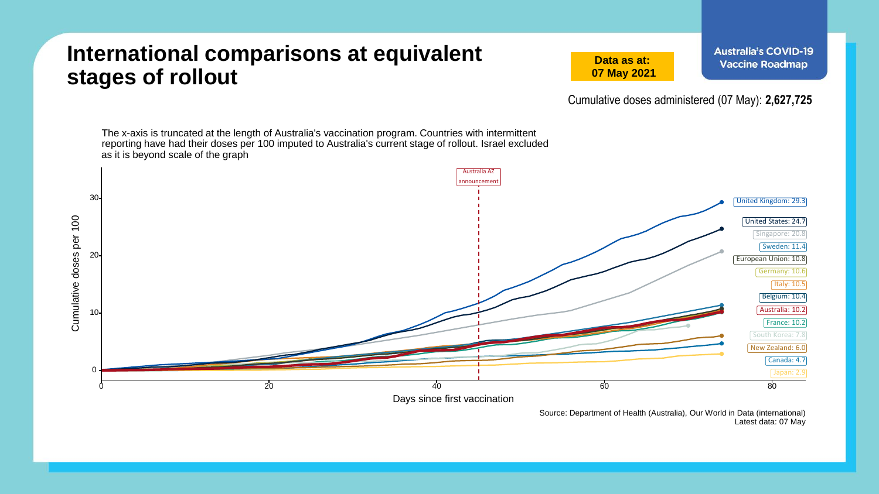# International comparisons at equivalent stages of rollout

**Data as at: 07 May 2021**

**Australia's COVID-19 Vaccine Roadmap**

Cumulative doses administered (07 May): **2,627,725**

The x-axis is truncated at the length of Australia's vaccination program. Countries with intermittent reporting have had their doses per 100 imputed to Australia's current stage of rollout. Israel excluded as it is beyond scale of the graph

Australia AZ announcement

Cumulative doses per 100

Days since first vaccination

| Country | Cumulative doses per 100 |
| --- | --- |
| United Kingdom | 29.3 |
| United States | 24.7 |
| Singapore | 20.8 |
| Sweden | 11.4 |
| European Union | 10.8 |
| Germany | 10.6 |
| Italy | 10.5 |
| Belgium | 10.4 |
| Australia | 10.2 |
| France | 10.2 |
| South Korea | 7.8 |
| New Zealand | 6.0 |
| Canada | 4.7 |
| Japan | 2.9 |

Source: Department of Health (Australia), Our World in Data (international)
Latest data: 07 May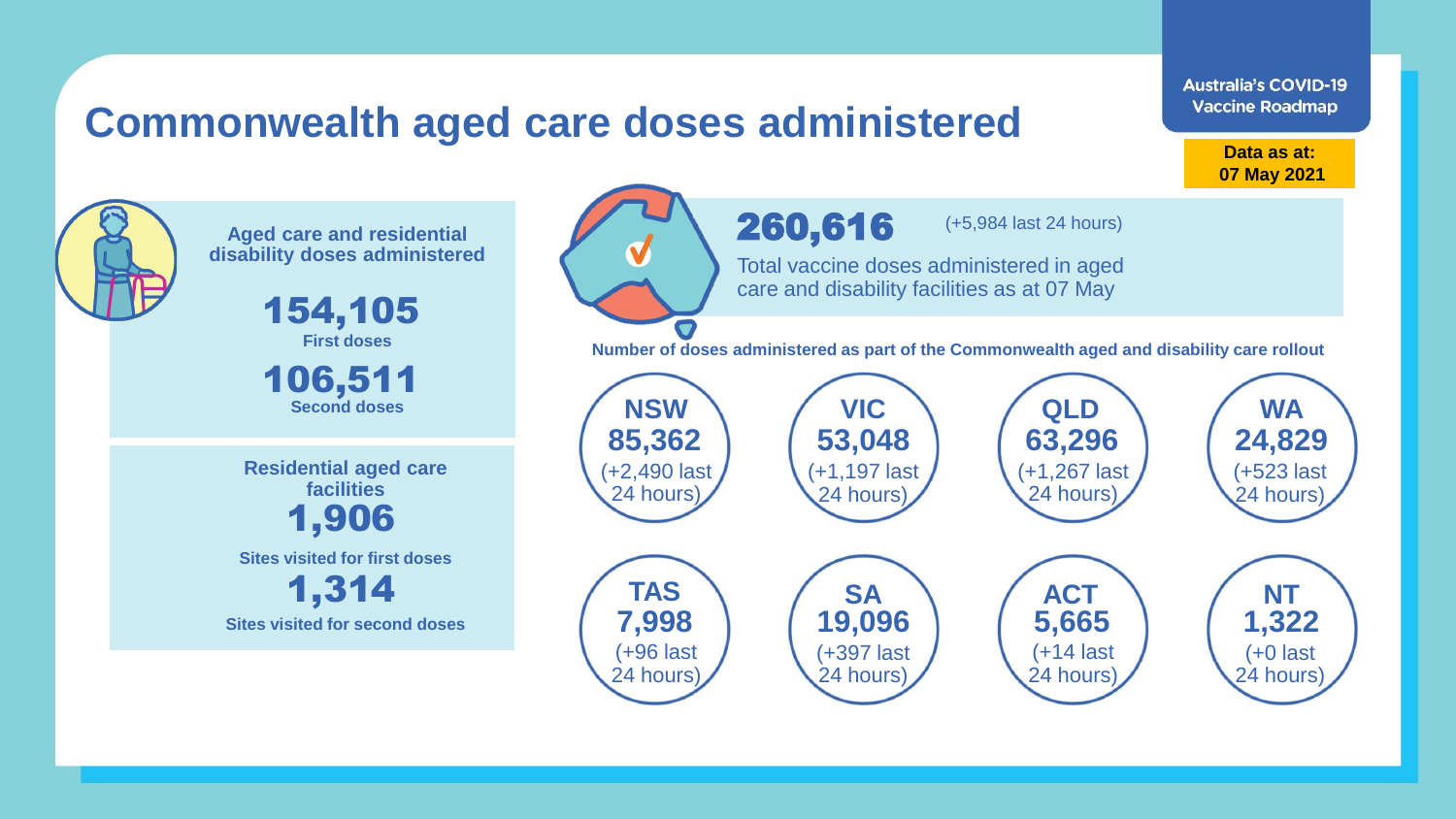# Commonwealth aged care doses administered

Australia's COVID-19 Vaccine Roadmap

**Data as at: 07 May 2021**

**Aged care and residential disability doses administered**

**154,105**
**First doses**

**106,511**
**Second doses**

**Residential aged care facilities**

**1,906**
**Sites visited for first doses**

**1,314**
**Sites visited for second doses**

**260,616** (+5,984 last 24 hours)

Total vaccine doses administered in aged care and disability facilities as at 07 May

**Number of doses administered as part of the Commonwealth aged and disability care rollout**

| State/Territory | Doses | Last 24 hours |
|---|---|---|
| NSW | 85,362 | +2,490 |
| VIC | 53,048 | +1,197 |
| QLD | 63,296 | +1,267 |
| WA | 24,829 | +523 |
| TAS | 7,998 | +96 |
| SA | 19,096 | +397 |
| ACT | 5,665 | +14 |
| NT | 1,322 | +0 |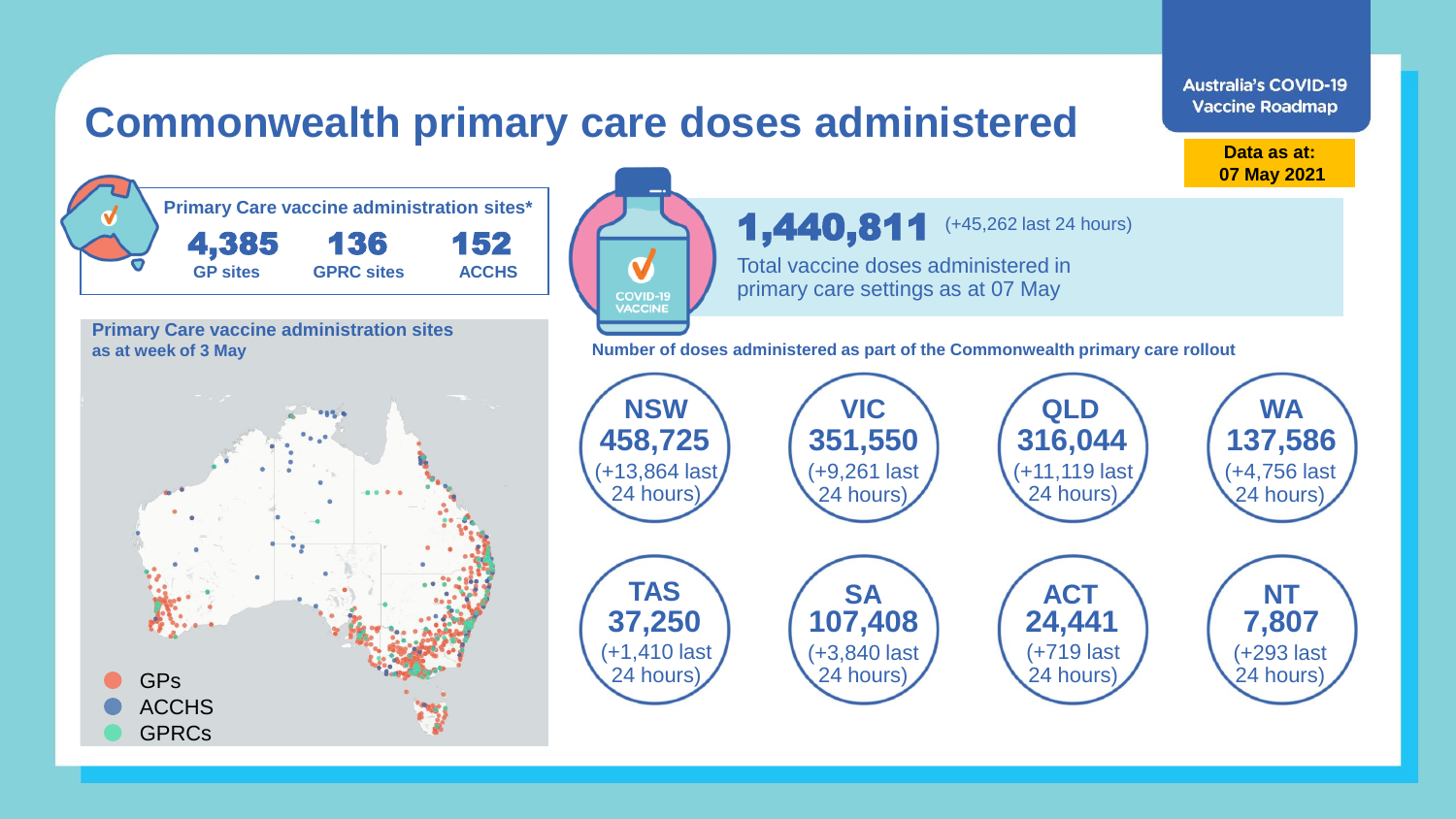# Commonwealth primary care doses administered

Australia's COVID-19 Vaccine Roadmap

Data as at: 07 May 2021

**Primary Care vaccine administration sites***

**4,385** GP sites

**136** GPRC sites

**152** ACCHS

**1,440,811** (+45,262 last 24 hours)

Total vaccine doses administered in primary care settings as at 07 May

**Primary Care vaccine administration sites as at week of 3 May**

GPs

ACCHS

GPRCs

**Number of doses administered as part of the Commonwealth primary care rollout**

**NSW**
**458,725**
(+13,864 last 24 hours)

**VIC**
**351,550**
(+9,261 last 24 hours)

**QLD**
**316,044**
(+11,119 last 24 hours)

**WA**
**137,586**
(+4,756 last 24 hours)

**TAS**
**37,250**
(+1,410 last 24 hours)

**SA**
**107,408**
(+3,840 last 24 hours)

**ACT**
**24,441**
(+719 last 24 hours)

**NT**
**7,807**
(+293 last 24 hours)